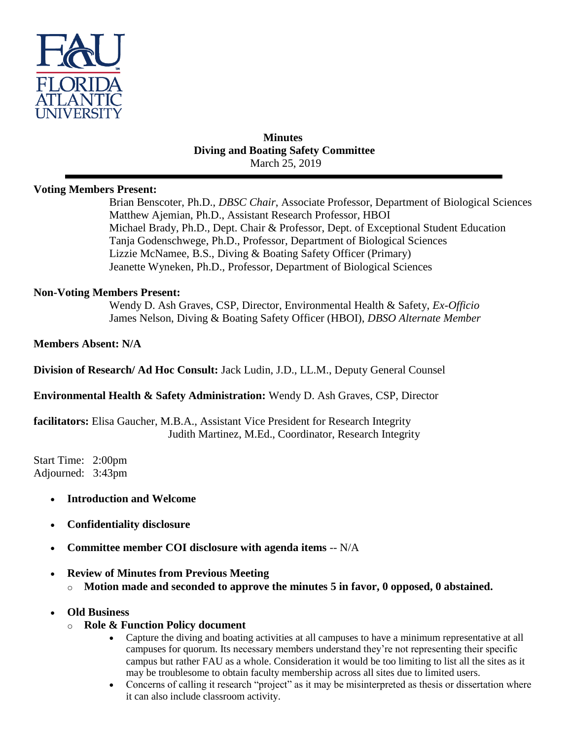**Minutes**
**Diving and Boating Safety Committee**
March 25, 2019

---

**Voting Members Present:**

Brian Benscoter, Ph.D., *DBSC Chair*, Associate Professor, Department of Biological Sciences
Matthew Ajemian, Ph.D., Assistant Research Professor, HBOI
Michael Brady, Ph.D., Dept. Chair & Professor, Dept. of Exceptional Student Education
Tanja Godenschwege, Ph.D., Professor, Department of Biological Sciences
Lizzie McNamee, B.S., Diving & Boating Safety Officer (Primary)
Jeanette Wyneken, Ph.D., Professor, Department of Biological Sciences

**Non-Voting Members Present:**

Wendy D. Ash Graves, CSP, Director, Environmental Health & Safety, *Ex-Officio*
James Nelson, Diving & Boating Safety Officer (HBOI), *DBSO Alternate Member*

**Members Absent: N/A**

**Division of Research/ Ad Hoc Consult:** Jack Ludin, J.D., LL.M., Deputy General Counsel

**Environmental Health & Safety Administration:** Wendy D. Ash Graves, CSP, Director

**facilitators:** Elisa Gaucher, M.B.A., Assistant Vice President for Research Integrity
Judith Martinez, M.Ed., Coordinator, Research Integrity

Start Time: 2:00pm
Adjourned: 3:43pm

- **Introduction and Welcome**
- **Confidentiality disclosure**
- **Committee member COI disclosure with agenda items** -- N/A
- **Review of Minutes from Previous Meeting**
  - **Motion made and seconded to approve the minutes 5 in favor, 0 opposed, 0 abstained.**
- **Old Business**
  - **Role & Function Policy document**
    - Capture the diving and boating activities at all campuses to have a minimum representative at all campuses for quorum. Its necessary members understand they're not representing their specific campus but rather FAU as a whole. Consideration it would be too limiting to list all the sites as it may be troublesome to obtain faculty membership across all sites due to limited users.
    - Concerns of calling it research "project" as it may be misinterpreted as thesis or dissertation where it can also include classroom activity.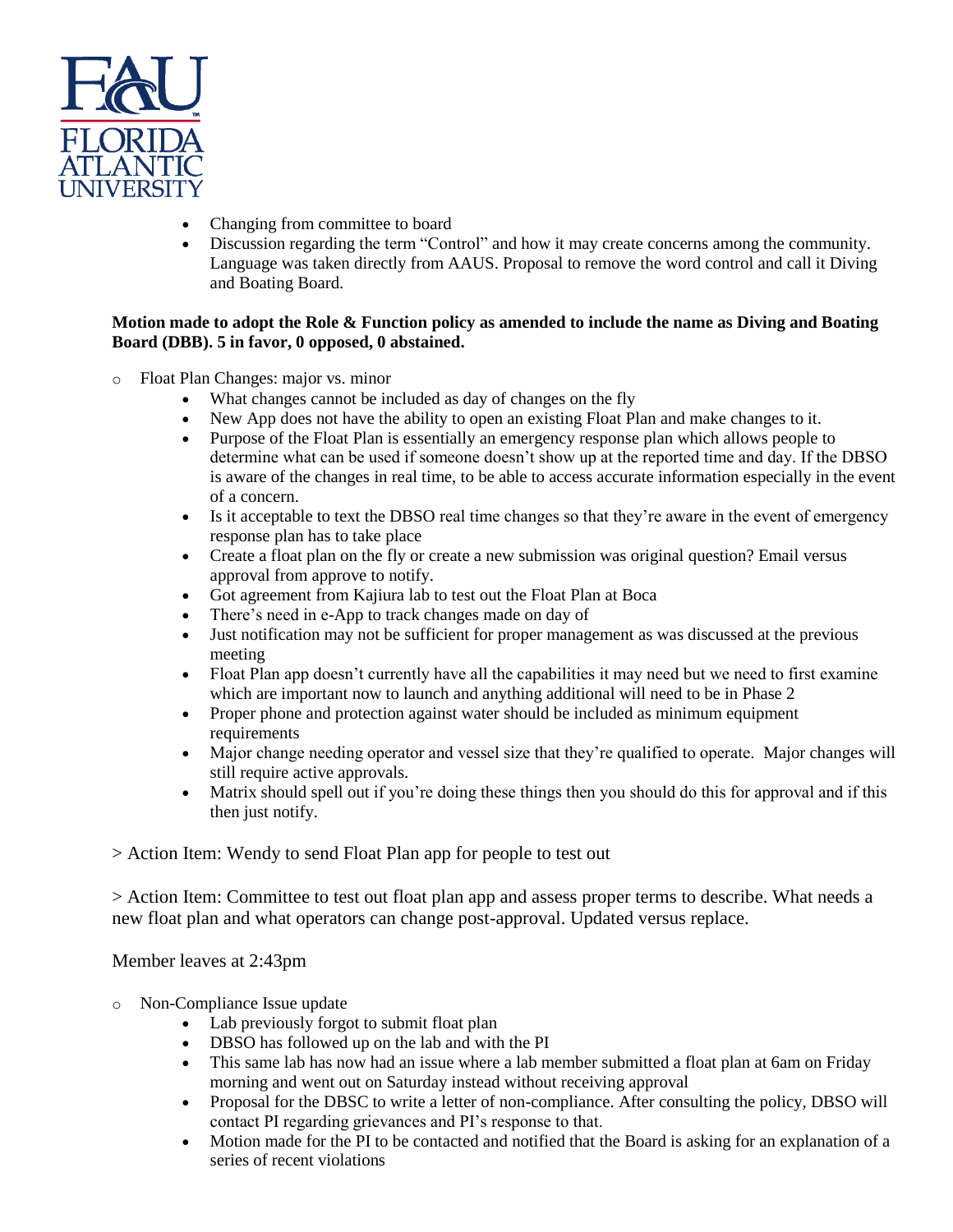- Changing from committee to board
- Discussion regarding the term "Control" and how it may create concerns among the community. Language was taken directly from AAUS. Proposal to remove the word control and call it Diving and Boating Board.

**Motion made to adopt the Role & Function policy as amended to include the name as Diving and Boating Board (DBB). 5 in favor, 0 opposed, 0 abstained.**

- Float Plan Changes: major vs. minor
  - What changes cannot be included as day of changes on the fly
  - New App does not have the ability to open an existing Float Plan and make changes to it.
  - Purpose of the Float Plan is essentially an emergency response plan which allows people to determine what can be used if someone doesn't show up at the reported time and day. If the DBSO is aware of the changes in real time, to be able to access accurate information especially in the event of a concern.
  - Is it acceptable to text the DBSO real time changes so that they're aware in the event of emergency response plan has to take place
  - Create a float plan on the fly or create a new submission was original question? Email versus approval from approve to notify.
  - Got agreement from Kajiura lab to test out the Float Plan at Boca
  - There's need in e-App to track changes made on day of
  - Just notification may not be sufficient for proper management as was discussed at the previous meeting
  - Float Plan app doesn't currently have all the capabilities it may need but we need to first examine which are important now to launch and anything additional will need to be in Phase 2
  - Proper phone and protection against water should be included as minimum equipment requirements
  - Major change needing operator and vessel size that they're qualified to operate. Major changes will still require active approvals.
  - Matrix should spell out if you're doing these things then you should do this for approval and if this then just notify.

> Action Item: Wendy to send Float Plan app for people to test out

> Action Item: Committee to test out float plan app and assess proper terms to describe. What needs a new float plan and what operators can change post-approval. Updated versus replace.

Member leaves at 2:43pm

- Non-Compliance Issue update
  - Lab previously forgot to submit float plan
  - DBSO has followed up on the lab and with the PI
  - This same lab has now had an issue where a lab member submitted a float plan at 6am on Friday morning and went out on Saturday instead without receiving approval
  - Proposal for the DBSC to write a letter of non-compliance. After consulting the policy, DBSO will contact PI regarding grievances and PI's response to that.
  - Motion made for the PI to be contacted and notified that the Board is asking for an explanation of a series of recent violations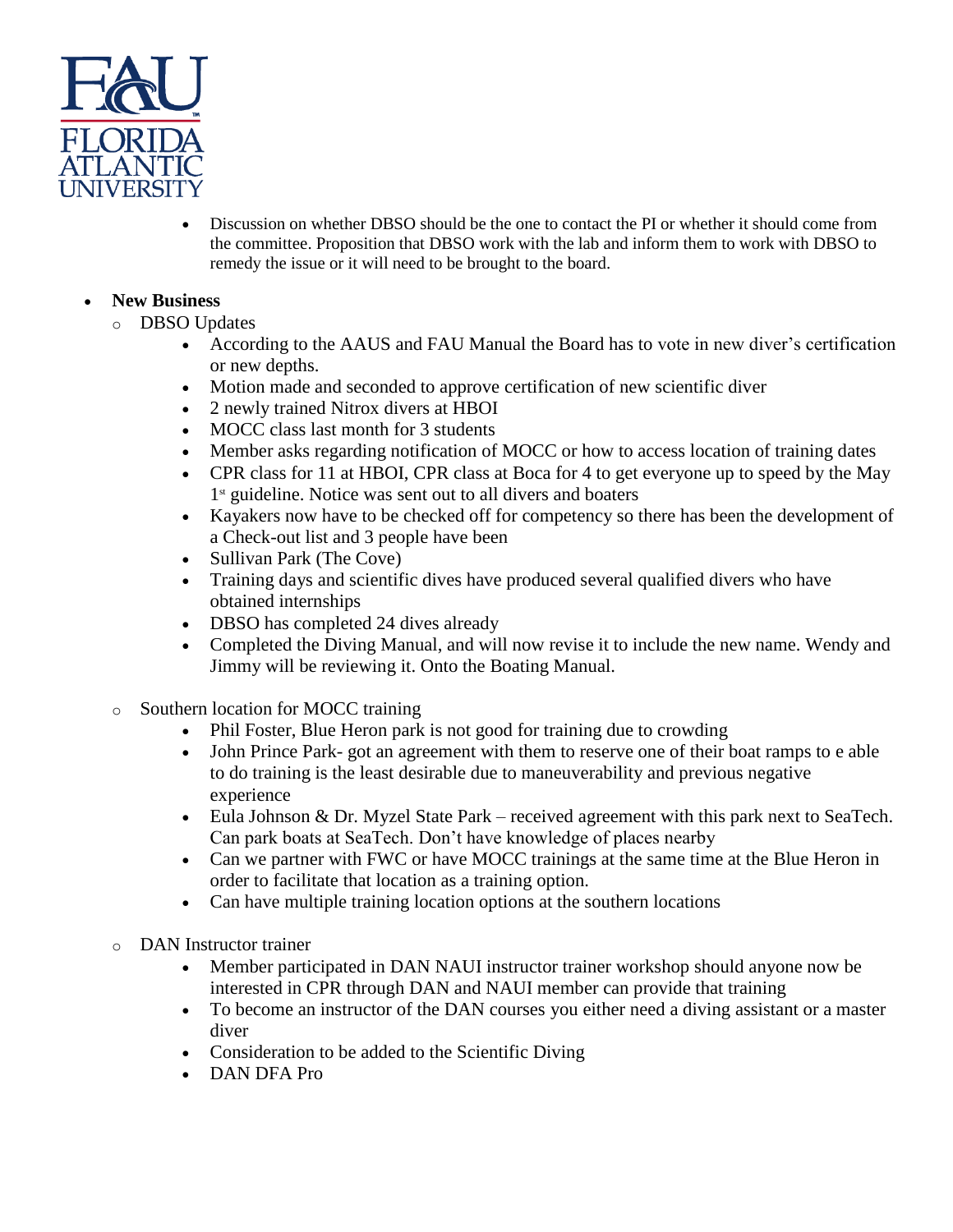- Discussion on whether DBSO should be the one to contact the PI or whether it should come from the committee. Proposition that DBSO work with the lab and inform them to work with DBSO to remedy the issue or it will need to be brought to the board.

- **New Business**
  - DBSO Updates
    - According to the AAUS and FAU Manual the Board has to vote in new diver's certification or new depths.
    - Motion made and seconded to approve certification of new scientific diver
    - 2 newly trained Nitrox divers at HBOI
    - MOCC class last month for 3 students
    - Member asks regarding notification of MOCC or how to access location of training dates
    - CPR class for 11 at HBOI, CPR class at Boca for 4 to get everyone up to speed by the May 1st guideline. Notice was sent out to all divers and boaters
    - Kayakers now have to be checked off for competency so there has been the development of a Check-out list and 3 people have been
    - Sullivan Park (The Cove)
    - Training days and scientific dives have produced several qualified divers who have obtained internships
    - DBSO has completed 24 dives already
    - Completed the Diving Manual, and will now revise it to include the new name. Wendy and Jimmy will be reviewing it. Onto the Boating Manual.
  - Southern location for MOCC training
    - Phil Foster, Blue Heron park is not good for training due to crowding
    - John Prince Park- got an agreement with them to reserve one of their boat ramps to e able to do training is the least desirable due to maneuverability and previous negative experience
    - Eula Johnson & Dr. Myzel State Park – received agreement with this park next to SeaTech. Can park boats at SeaTech. Don't have knowledge of places nearby
    - Can we partner with FWC or have MOCC trainings at the same time at the Blue Heron in order to facilitate that location as a training option.
    - Can have multiple training location options at the southern locations
  - DAN Instructor trainer
    - Member participated in DAN NAUI instructor trainer workshop should anyone now be interested in CPR through DAN and NAUI member can provide that training
    - To become an instructor of the DAN courses you either need a diving assistant or a master diver
    - Consideration to be added to the Scientific Diving
    - DAN DFA Pro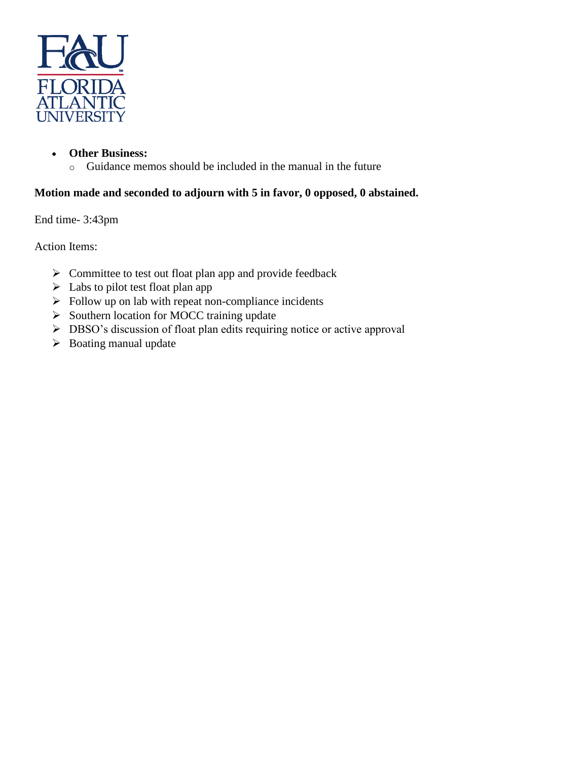- **Other Business:**
  - Guidance memos should be included in the manual in the future

**Motion made and seconded to adjourn with 5 in favor, 0 opposed, 0 abstained.**

End time- 3:43pm

Action Items:

- Committee to test out float plan app and provide feedback
- Labs to pilot test float plan app
- Follow up on lab with repeat non-compliance incidents
- Southern location for MOCC training update
- DBSO's discussion of float plan edits requiring notice or active approval
- Boating manual update